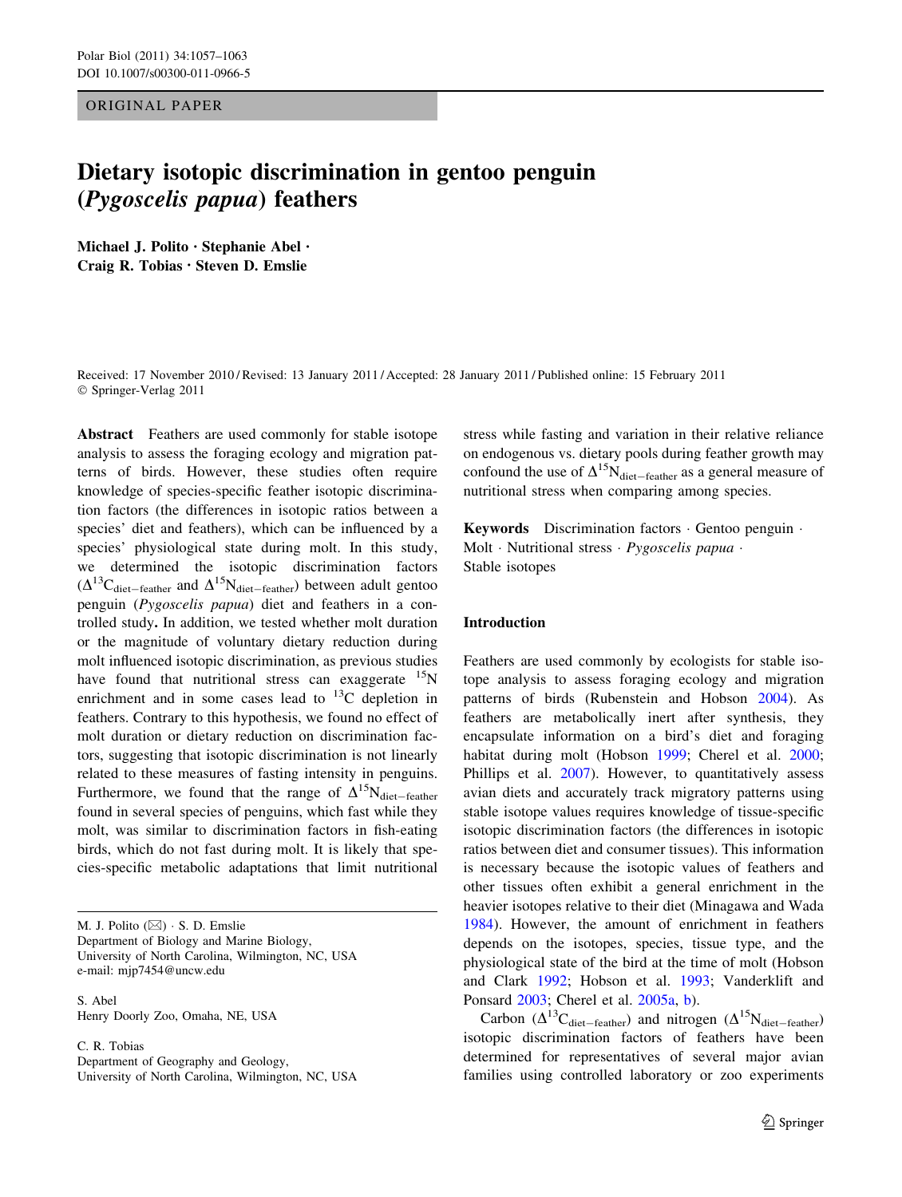ORIGINAL PAPER

# Dietary isotopic discrimination in gentoo penguin (*Pygoscelis papua*) feathers

**Michael J. Polito · Stephanie Abel · Craig R. Tobias · Steven D. Emslie**

Received: 17 November 2010 / Revised: 13 January 2011 / Accepted: 28 January 2011 / Published online: 15 February 2011
© Springer-Verlag 2011

**Abstract** Feathers are used commonly for stable isotope analysis to assess the foraging ecology and migration patterns of birds. However, these studies often require knowledge of species-specific feather isotopic discrimination factors (the differences in isotopic ratios between a species' diet and feathers), which can be influenced by a species' physiological state during molt. In this study, we determined the isotopic discrimination factors ($\Delta^{13}C_{diet-feather}$ and $\Delta^{15}N_{diet-feather}$) between adult gentoo penguin (*Pygoscelis papua*) diet and feathers in a controlled study**.** In addition, we tested whether molt duration or the magnitude of voluntary dietary reduction during molt influenced isotopic discrimination, as previous studies have found that nutritional stress can exaggerate $^{15}N$ enrichment and in some cases lead to $^{13}C$ depletion in feathers. Contrary to this hypothesis, we found no effect of molt duration or dietary reduction on discrimination factors, suggesting that isotopic discrimination is not linearly related to these measures of fasting intensity in penguins. Furthermore, we found that the range of $\Delta^{15}N_{diet-feather}$ found in several species of penguins, which fast while they molt, was similar to discrimination factors in fish-eating birds, which do not fast during molt. It is likely that species-specific metabolic adaptations that limit nutritional stress while fasting and variation in their relative reliance on endogenous vs. dietary pools during feather growth may confound the use of $\Delta^{15}N_{diet-feather}$ as a general measure of nutritional stress when comparing among species.

**Keywords** Discrimination factors · Gentoo penguin · Molt · Nutritional stress · *Pygoscelis papua* · Stable isotopes

M. J. Polito (✉) · S. D. Emslie
Department of Biology and Marine Biology,
University of North Carolina, Wilmington, NC, USA
e-mail: mjp7454@uncw.edu

S. Abel
Henry Doorly Zoo, Omaha, NE, USA

C. R. Tobias
Department of Geography and Geology,
University of North Carolina, Wilmington, NC, USA

## Introduction

Feathers are used commonly by ecologists for stable isotope analysis to assess foraging ecology and migration patterns of birds (Rubenstein and Hobson 2004). As feathers are metabolically inert after synthesis, they encapsulate information on a bird's diet and foraging habitat during molt (Hobson 1999; Cherel et al. 2000; Phillips et al. 2007). However, to quantitatively assess avian diets and accurately track migratory patterns using stable isotope values requires knowledge of tissue-specific isotopic discrimination factors (the differences in isotopic ratios between diet and consumer tissues). This information is necessary because the isotopic values of feathers and other tissues often exhibit a general enrichment in the heavier isotopes relative to their diet (Minagawa and Wada 1984). However, the amount of enrichment in feathers depends on the isotopes, species, tissue type, and the physiological state of the bird at the time of molt (Hobson and Clark 1992; Hobson et al. 1993; Vanderklift and Ponsard 2003; Cherel et al. 2005a, b).

Carbon ($\Delta^{13}C_{diet-feather}$) and nitrogen ($\Delta^{15}N_{diet-feather}$) isotopic discrimination factors of feathers have been determined for representatives of several major avian families using controlled laboratory or zoo experiments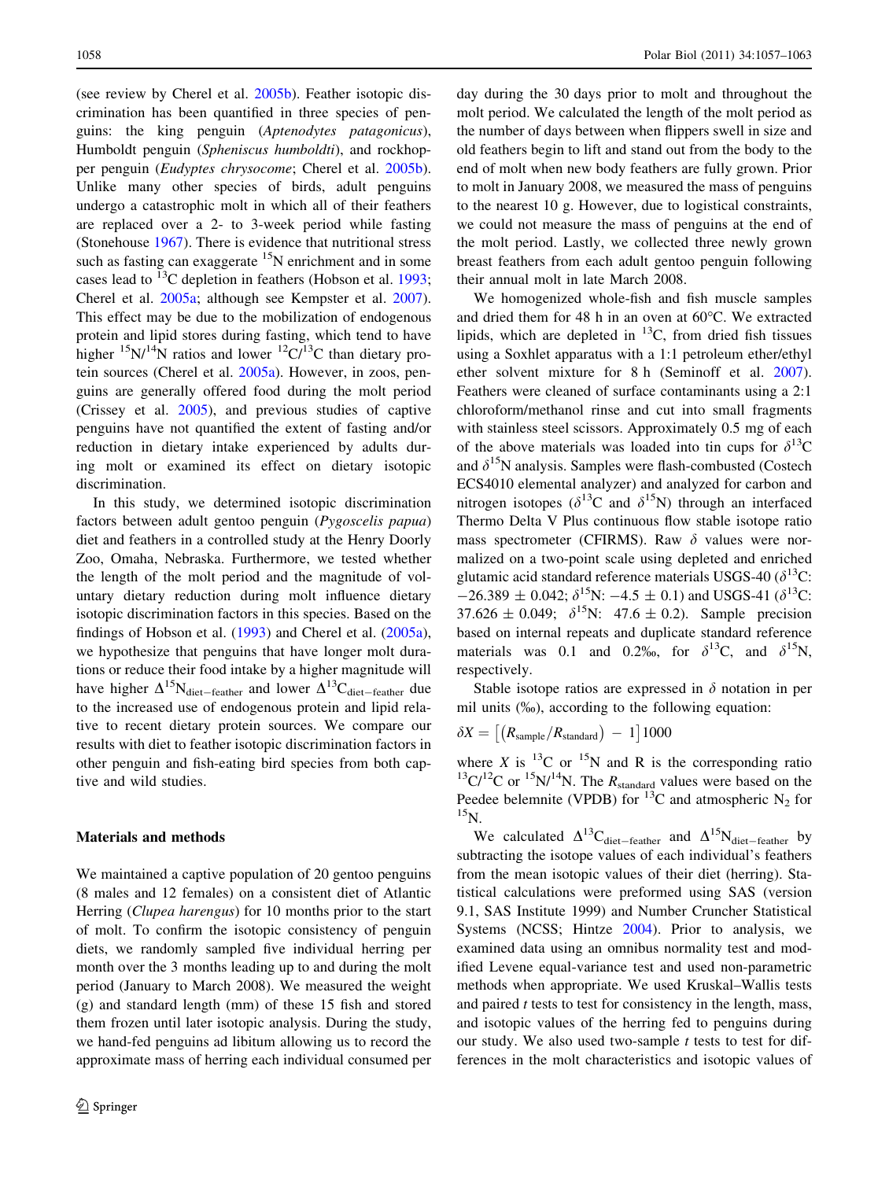(see review by Cherel et al. 2005b). Feather isotopic discrimination has been quantified in three species of penguins: the king penguin (*Aptenodytes patagonicus*), Humboldt penguin (*Spheniscus humboldti*), and rockhopper penguin (*Eudyptes chrysocome*; Cherel et al. 2005b). Unlike many other species of birds, adult penguins undergo a catastrophic molt in which all of their feathers are replaced over a 2- to 3-week period while fasting (Stonehouse 1967). There is evidence that nutritional stress such as fasting can exaggerate $^{15}N$ enrichment and in some cases lead to $^{13}C$ depletion in feathers (Hobson et al. 1993; Cherel et al. 2005a; although see Kempster et al. 2007). This effect may be due to the mobilization of endogenous protein and lipid stores during fasting, which tend to have higher $^{15}N/^{14}N$ ratios and lower $^{12}C/^{13}C$ than dietary protein sources (Cherel et al. 2005a). However, in zoos, penguins are generally offered food during the molt period (Crissey et al. 2005), and previous studies of captive penguins have not quantified the extent of fasting and/or reduction in dietary intake experienced by adults during molt or examined its effect on dietary isotopic discrimination.

In this study, we determined isotopic discrimination factors between adult gentoo penguin (*Pygoscelis papua*) diet and feathers in a controlled study at the Henry Doorly Zoo, Omaha, Nebraska. Furthermore, we tested whether the length of the molt period and the magnitude of voluntary dietary reduction during molt influence dietary isotopic discrimination factors in this species. Based on the findings of Hobson et al. (1993) and Cherel et al. (2005a), we hypothesize that penguins that have longer molt durations or reduce their food intake by a higher magnitude will have higher $\Delta^{15}N_{diet-feather}$ and lower $\Delta^{13}C_{diet-feather}$ due to the increased use of endogenous protein and lipid relative to recent dietary protein sources. We compare our results with diet to feather isotopic discrimination factors in other penguin and fish-eating bird species from both captive and wild studies.

## Materials and methods

We maintained a captive population of 20 gentoo penguins (8 males and 12 females) on a consistent diet of Atlantic Herring (*Clupea harengus*) for 10 months prior to the start of molt. To confirm the isotopic consistency of penguin diets, we randomly sampled five individual herring per month over the 3 months leading up to and during the molt period (January to March 2008). We measured the weight (g) and standard length (mm) of these 15 fish and stored them frozen until later isotopic analysis. During the study, we hand-fed penguins ad libitum allowing us to record the approximate mass of herring each individual consumed per day during the 30 days prior to molt and throughout the molt period. We calculated the length of the molt period as the number of days between when flippers swell in size and old feathers begin to lift and stand out from the body to the end of molt when new body feathers are fully grown. Prior to molt in January 2008, we measured the mass of penguins to the nearest 10 g. However, due to logistical constraints, we could not measure the mass of penguins at the end of the molt period. Lastly, we collected three newly grown breast feathers from each adult gentoo penguin following their annual molt in late March 2008.

We homogenized whole-fish and fish muscle samples and dried them for 48 h in an oven at 60°C. We extracted lipids, which are depleted in $^{13}C$, from dried fish tissues using a Soxhlet apparatus with a 1:1 petroleum ether/ethyl ether solvent mixture for 8 h (Seminoff et al. 2007). Feathers were cleaned of surface contaminants using a 2:1 chloroform/methanol rinse and cut into small fragments with stainless steel scissors. Approximately 0.5 mg of each of the above materials was loaded into tin cups for $\delta^{13}C$ and $\delta^{15}N$ analysis. Samples were flash-combusted (Costech ECS4010 elemental analyzer) and analyzed for carbon and nitrogen isotopes ($\delta^{13}C$ and $\delta^{15}N$) through an interfaced Thermo Delta V Plus continuous flow stable isotope ratio mass spectrometer (CFIRMS). Raw $\delta$ values were normalized on a two-point scale using depleted and enriched glutamic acid standard reference materials USGS-40 ($\delta^{13}C$: $-26.389 \pm 0.042$; $\delta^{15}N$: $-4.5 \pm 0.1$) and USGS-41 ($\delta^{13}C$: $37.626 \pm 0.049$; $\delta^{15}N$: $47.6 \pm 0.2$). Sample precision based on internal repeats and duplicate standard reference materials was 0.1 and 0.2‰, for $\delta^{13}C$, and $\delta^{15}N$, respectively.

Stable isotope ratios are expressed in $\delta$ notation in per mil units (‰), according to the following equation:

$$\delta X = \left[\left(R_{\text{sample}}/R_{\text{standard}}\right) - 1\right]1000$$

where $X$ is $^{13}C$ or $^{15}N$ and R is the corresponding ratio $^{13}C/^{12}C$ or $^{15}N/^{14}N$. The $R_{\text{standard}}$ values were based on the Peedee belemnite (VPDB) for $^{13}C$ and atmospheric $N_2$ for $^{15}N$.

We calculated $\Delta^{13}C_{diet-feather}$ and $\Delta^{15}N_{diet-feather}$ by subtracting the isotope values of each individual's feathers from the mean isotopic values of their diet (herring). Statistical calculations were preformed using SAS (version 9.1, SAS Institute 1999) and Number Cruncher Statistical Systems (NCSS; Hintze 2004). Prior to analysis, we examined data using an omnibus normality test and modified Levene equal-variance test and used non-parametric methods when appropriate. We used Kruskal–Wallis tests and paired $t$ tests to test for consistency in the length, mass, and isotopic values of the herring fed to penguins during our study. We also used two-sample $t$ tests to test for differences in the molt characteristics and isotopic values of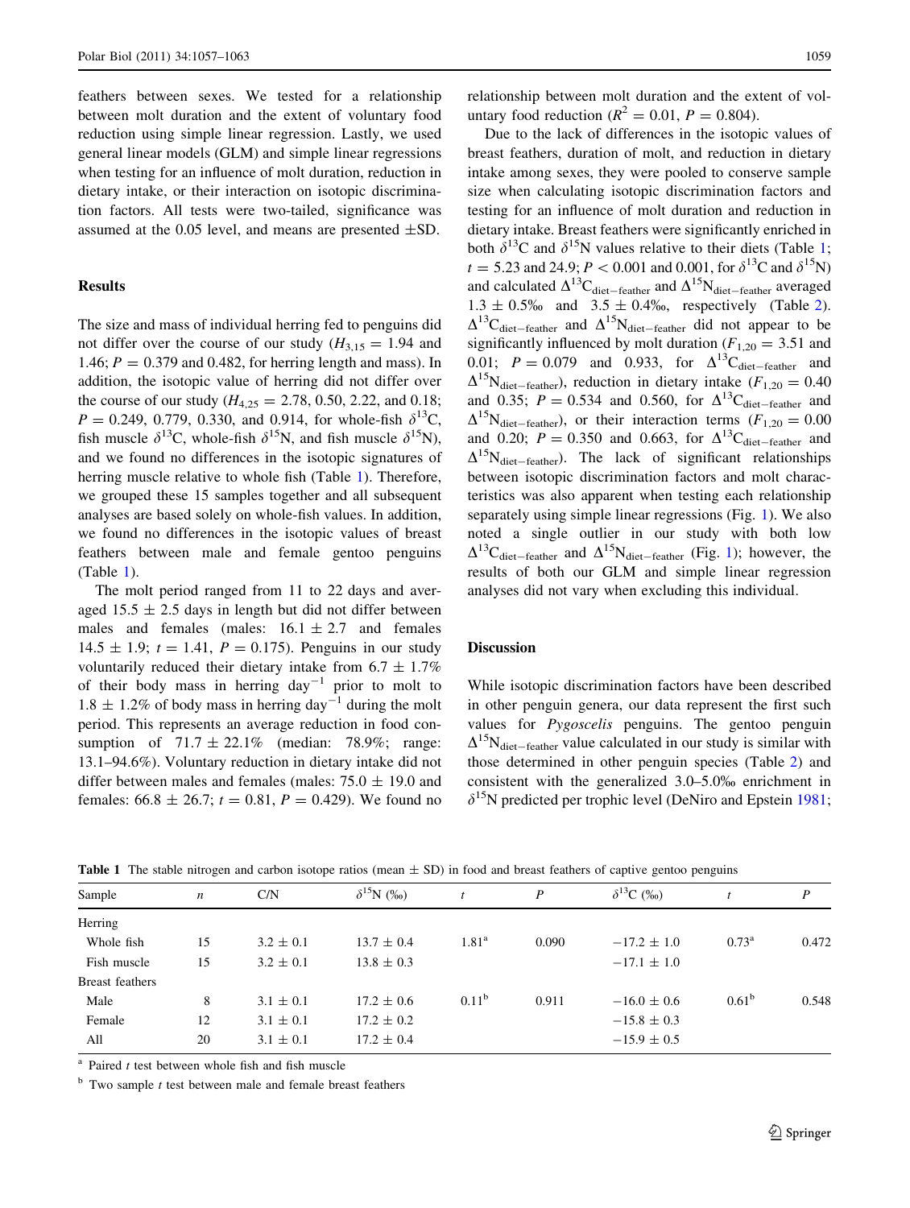feathers between sexes. We tested for a relationship between molt duration and the extent of voluntary food reduction using simple linear regression. Lastly, we used general linear models (GLM) and simple linear regressions when testing for an influence of molt duration, reduction in dietary intake, or their interaction on isotopic discrimination factors. All tests were two-tailed, significance was assumed at the 0.05 level, and means are presented ±SD.

## Results

The size and mass of individual herring fed to penguins did not differ over the course of our study ($H_{3,15} = 1.94$ and 1.46; $P = 0.379$ and 0.482, for herring length and mass). In addition, the isotopic value of herring did not differ over the course of our study ($H_{4,25} = 2.78$, 0.50, 2.22, and 0.18; $P = 0.249$, 0.779, 0.330, and 0.914, for whole-fish $\delta^{13}C$, fish muscle $\delta^{13}C$, whole-fish $\delta^{15}N$, and fish muscle $\delta^{15}N$), and we found no differences in the isotopic signatures of herring muscle relative to whole fish (Table 1). Therefore, we grouped these 15 samples together and all subsequent analyses are based solely on whole-fish values. In addition, we found no differences in the isotopic values of breast feathers between male and female gentoo penguins (Table 1).

The molt period ranged from 11 to 22 days and averaged 15.5 ± 2.5 days in length but did not differ between males and females (males: 16.1 ± 2.7 and females 14.5 ± 1.9; $t = 1.41$, $P = 0.175$). Penguins in our study voluntarily reduced their dietary intake from 6.7 ± 1.7% of their body mass in herring $day^{-1}$ prior to molt to 1.8 ± 1.2% of body mass in herring $day^{-1}$ during the molt period. This represents an average reduction in food consumption of 71.7 ± 22.1% (median: 78.9%; range: 13.1–94.6%). Voluntary reduction in dietary intake did not differ between males and females (males: 75.0 ± 19.0 and females: 66.8 ± 26.7; $t = 0.81$, $P = 0.429$). We found no relationship between molt duration and the extent of voluntary food reduction ($R^2 = 0.01$, $P = 0.804$).

Due to the lack of differences in the isotopic values of breast feathers, duration of molt, and reduction in dietary intake among sexes, they were pooled to conserve sample size when calculating isotopic discrimination factors and testing for an influence of molt duration and reduction in dietary intake. Breast feathers were significantly enriched in both $\delta^{13}C$ and $\delta^{15}N$ values relative to their diets (Table 1; $t = 5.23$ and 24.9; $P < 0.001$ and 0.001, for $\delta^{13}C$ and $\delta^{15}N$) and calculated $\Delta^{13}C_{diet-feather}$ and $\Delta^{15}N_{diet-feather}$ averaged 1.3 ± 0.5‰ and 3.5 ± 0.4‰, respectively (Table 2). $\Delta^{13}C_{diet-feather}$ and $\Delta^{15}N_{diet-feather}$ did not appear to be significantly influenced by molt duration ($F_{1,20} = 3.51$ and 0.01; $P = 0.079$ and 0.933, for $\Delta^{13}C_{diet-feather}$ and $\Delta^{15}N_{diet-feather}$), reduction in dietary intake ($F_{1,20} = 0.40$ and 0.35; $P = 0.534$ and 0.560, for $\Delta^{13}C_{diet-feather}$ and $\Delta^{15}N_{diet-feather}$), or their interaction terms ($F_{1,20} = 0.00$ and 0.20; $P = 0.350$ and 0.663, for $\Delta^{13}C_{diet-feather}$ and $\Delta^{15}N_{diet-feather}$). The lack of significant relationships between isotopic discrimination factors and molt characteristics was also apparent when testing each relationship separately using simple linear regressions (Fig. 1). We also noted a single outlier in our study with both low $\Delta^{13}C_{diet-feather}$ and $\Delta^{15}N_{diet-feather}$ (Fig. 1); however, the results of both our GLM and simple linear regression analyses did not vary when excluding this individual.

## Discussion

While isotopic discrimination factors have been described in other penguin genera, our data represent the first such values for *Pygoscelis* penguins. The gentoo penguin $\Delta^{15}N_{diet-feather}$ value calculated in our study is similar with those determined in other penguin species (Table 2) and consistent with the generalized 3.0–5.0‰ enrichment in $\delta^{15}N$ predicted per trophic level (DeNiro and Epstein 1981;

**Table 1** The stable nitrogen and carbon isotope ratios (mean ± SD) in food and breast feathers of captive gentoo penguins

| Sample | *n* | C/N | $\delta^{15}N$ (‰) | *t* | *P* | $\delta^{13}C$ (‰) | *t* | *P* |
|---|---|---|---|---|---|---|---|---|
| Herring | | | | | | | | |
| Whole fish | 15 | 3.2 ± 0.1 | 13.7 ± 0.4 | 1.81[a] | 0.090 | −17.2 ± 1.0 | 0.73[a] | 0.472 |
| Fish muscle | 15 | 3.2 ± 0.1 | 13.8 ± 0.3 | | | −17.1 ± 1.0 | | |
| Breast feathers | | | | | | | | |
| Male | 8 | 3.1 ± 0.1 | 17.2 ± 0.6 | 0.11[b] | 0.911 | −16.0 ± 0.6 | 0.61[b] | 0.548 |
| Female | 12 | 3.1 ± 0.1 | 17.2 ± 0.2 | | | −15.8 ± 0.3 | | |
| All | 20 | 3.1 ± 0.1 | 17.2 ± 0.4 | | | −15.9 ± 0.5 | | |

[a] Paired *t* test between whole fish and fish muscle

[b] Two sample *t* test between male and female breast feathers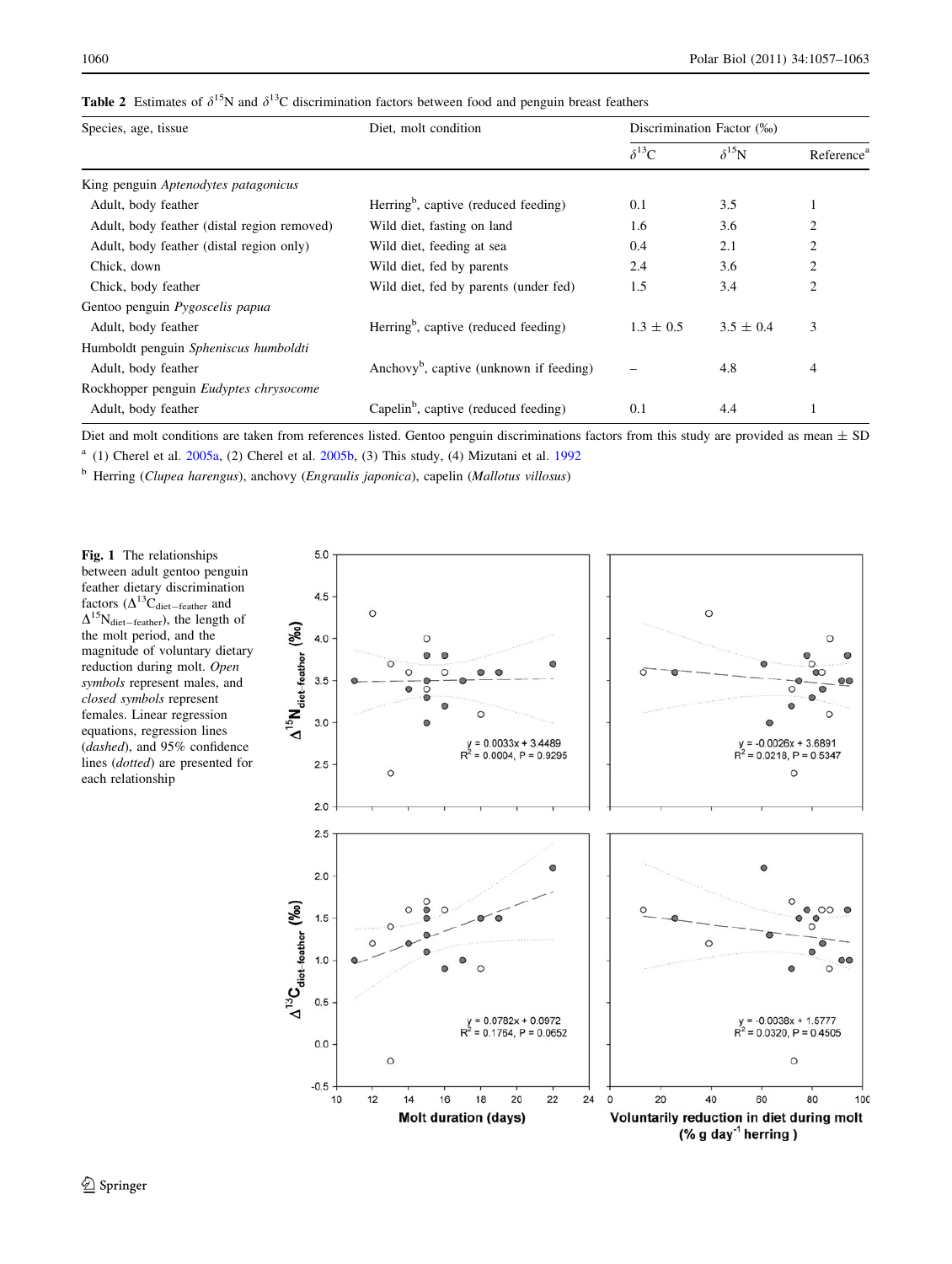**Table 2** Estimates of $\delta^{15}$N and $\delta^{13}$C discrimination factors between food and penguin breast feathers

| Species, age, tissue | Diet, molt condition | Discrimination Factor (‰) | | |
|---|---|---|---|---|
| | | $\delta^{13}$C | $\delta^{15}$N | Reference[a] |
| King penguin *Aptenodytes patagonicus* | | | | |
| Adult, body feather | Herring[b], captive (reduced feeding) | 0.1 | 3.5 | 1 |
| Adult, body feather (distal region removed) | Wild diet, fasting on land | 1.6 | 3.6 | 2 |
| Adult, body feather (distal region only) | Wild diet, feeding at sea | 0.4 | 2.1 | 2 |
| Chick, down | Wild diet, fed by parents | 2.4 | 3.6 | 2 |
| Chick, body feather | Wild diet, fed by parents (under fed) | 1.5 | 3.4 | 2 |
| Gentoo penguin *Pygoscelis papua* | | | | |
| Adult, body feather | Herring[b], captive (reduced feeding) | 1.3 ± 0.5 | 3.5 ± 0.4 | 3 |
| Humboldt penguin *Spheniscus humboldti* | | | | |
| Adult, body feather | Anchovy[b], captive (unknown if feeding) | – | 4.8 | 4 |
| Rockhopper penguin *Eudyptes chrysocome* | | | | |
| Adult, body feather | Capelin[b], captive (reduced feeding) | 0.1 | 4.4 | 1 |

Diet and molt conditions are taken from references listed. Gentoo penguin discriminations factors from this study are provided as mean ± SD

[a] (1) Cherel et al. 2005a, (2) Cherel et al. 2005b, (3) This study, (4) Mizutani et al. 1992

[b] Herring (*Clupea harengus*), anchovy (*Engraulis japonica*), capelin (*Mallotus villosus*)

**Fig. 1** The relationships between adult gentoo penguin feather dietary discrimination factors ($\Delta^{13}C_{diet-feather}$ and $\Delta^{15}N_{diet-feather}$), the length of the molt period, and the magnitude of voluntary dietary reduction during molt. *Open symbols* represent males, and *closed symbols* represent females. Linear regression equations, regression lines (*dashed*), and 95% confidence lines (*dotted*) are presented for each relationship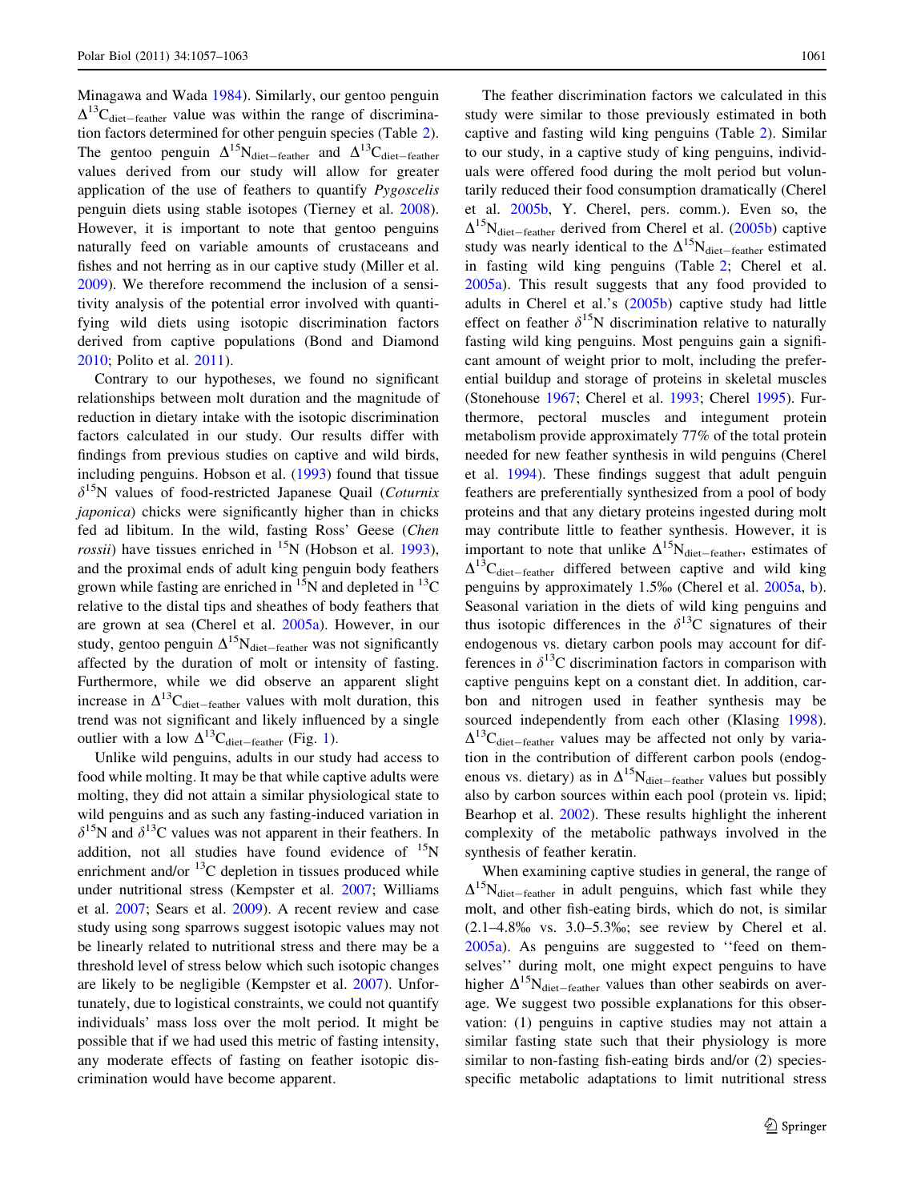Minagawa and Wada 1984). Similarly, our gentoo penguin $\Delta^{13}C_{diet-feather}$ value was within the range of discrimination factors determined for other penguin species (Table 2). The gentoo penguin $\Delta^{15}N_{diet-feather}$ and $\Delta^{13}C_{diet-feather}$ values derived from our study will allow for greater application of the use of feathers to quantify *Pygoscelis* penguin diets using stable isotopes (Tierney et al. 2008). However, it is important to note that gentoo penguins naturally feed on variable amounts of crustaceans and fishes and not herring as in our captive study (Miller et al. 2009). We therefore recommend the inclusion of a sensitivity analysis of the potential error involved with quantifying wild diets using isotopic discrimination factors derived from captive populations (Bond and Diamond 2010; Polito et al. 2011).

Contrary to our hypotheses, we found no significant relationships between molt duration and the magnitude of reduction in dietary intake with the isotopic discrimination factors calculated in our study. Our results differ with findings from previous studies on captive and wild birds, including penguins. Hobson et al. (1993) found that tissue $\delta^{15}N$ values of food-restricted Japanese Quail (*Coturnix japonica*) chicks were significantly higher than in chicks fed ad libitum. In the wild, fasting Ross' Geese (*Chen rossii*) have tissues enriched in $^{15}N$ (Hobson et al. 1993), and the proximal ends of adult king penguin body feathers grown while fasting are enriched in $^{15}N$ and depleted in $^{13}C$ relative to the distal tips and sheathes of body feathers that are grown at sea (Cherel et al. 2005a). However, in our study, gentoo penguin $\Delta^{15}N_{diet-feather}$ was not significantly affected by the duration of molt or intensity of fasting. Furthermore, while we did observe an apparent slight increase in $\Delta^{13}C_{diet-feather}$ values with molt duration, this trend was not significant and likely influenced by a single outlier with a low $\Delta^{13}C_{diet-feather}$ (Fig. 1).

Unlike wild penguins, adults in our study had access to food while molting. It may be that while captive adults were molting, they did not attain a similar physiological state to wild penguins and as such any fasting-induced variation in $\delta^{15}N$ and $\delta^{13}C$ values was not apparent in their feathers. In addition, not all studies have found evidence of $^{15}N$ enrichment and/or $^{13}C$ depletion in tissues produced while under nutritional stress (Kempster et al. 2007; Williams et al. 2007; Sears et al. 2009). A recent review and case study using song sparrows suggest isotopic values may not be linearly related to nutritional stress and there may be a threshold level of stress below which such isotopic changes are likely to be negligible (Kempster et al. 2007). Unfortunately, due to logistical constraints, we could not quantify individuals' mass loss over the molt period. It might be possible that if we had used this metric of fasting intensity, any moderate effects of fasting on feather isotopic discrimination would have become apparent.

The feather discrimination factors we calculated in this study were similar to those previously estimated in both captive and fasting wild king penguins (Table 2). Similar to our study, in a captive study of king penguins, individuals were offered food during the molt period but voluntarily reduced their food consumption dramatically (Cherel et al. 2005b, Y. Cherel, pers. comm.). Even so, the $\Delta^{15}N_{diet-feather}$ derived from Cherel et al. (2005b) captive study was nearly identical to the $\Delta^{15}N_{diet-feather}$ estimated in fasting wild king penguins (Table 2; Cherel et al. 2005a). This result suggests that any food provided to adults in Cherel et al.'s (2005b) captive study had little effect on feather $\delta^{15}N$ discrimination relative to naturally fasting wild king penguins. Most penguins gain a significant amount of weight prior to molt, including the preferential buildup and storage of proteins in skeletal muscles (Stonehouse 1967; Cherel et al. 1993; Cherel 1995). Furthermore, pectoral muscles and integument protein metabolism provide approximately 77% of the total protein needed for new feather synthesis in wild penguins (Cherel et al. 1994). These findings suggest that adult penguin feathers are preferentially synthesized from a pool of body proteins and that any dietary proteins ingested during molt may contribute little to feather synthesis. However, it is important to note that unlike $\Delta^{15}N_{diet-feather}$, estimates of $\Delta^{13}C_{diet-feather}$ differed between captive and wild king penguins by approximately 1.5‰ (Cherel et al. 2005a, b). Seasonal variation in the diets of wild king penguins and thus isotopic differences in the $\delta^{13}C$ signatures of their endogenous vs. dietary carbon pools may account for differences in $\delta^{13}C$ discrimination factors in comparison with captive penguins kept on a constant diet. In addition, carbon and nitrogen used in feather synthesis may be sourced independently from each other (Klasing 1998). $\Delta^{13}C_{diet-feather}$ values may be affected not only by variation in the contribution of different carbon pools (endogenous vs. dietary) as in $\Delta^{15}N_{diet-feather}$ values but possibly also by carbon sources within each pool (protein vs. lipid; Bearhop et al. 2002). These results highlight the inherent complexity of the metabolic pathways involved in the synthesis of feather keratin.

When examining captive studies in general, the range of $\Delta^{15}N_{diet-feather}$ in adult penguins, which fast while they molt, and other fish-eating birds, which do not, is similar (2.1–4.8‰ vs. 3.0–5.3‰; see review by Cherel et al. 2005a). As penguins are suggested to "feed on themselves" during molt, one might expect penguins to have higher $\Delta^{15}N_{diet-feather}$ values than other seabirds on average. We suggest two possible explanations for this observation: (1) penguins in captive studies may not attain a similar fasting state such that their physiology is more similar to non-fasting fish-eating birds and/or (2) species-specific metabolic adaptations to limit nutritional stress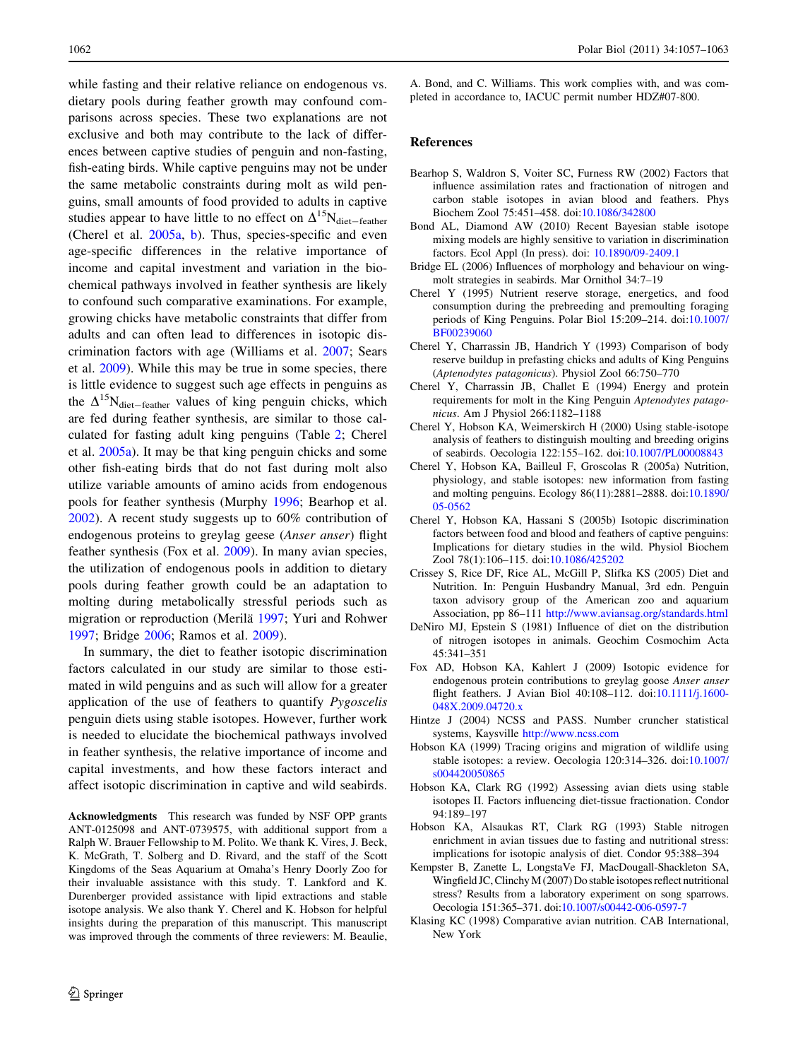while fasting and their relative reliance on endogenous vs. dietary pools during feather growth may confound comparisons across species. These two explanations are not exclusive and both may contribute to the lack of differences between captive studies of penguin and non-fasting, fish-eating birds. While captive penguins may not be under the same metabolic constraints during molt as wild penguins, small amounts of food provided to adults in captive studies appear to have little to no effect on $\Delta^{15}N_{diet-feather}$ (Cherel et al. 2005a, b). Thus, species-specific and even age-specific differences in the relative importance of income and capital investment and variation in the biochemical pathways involved in feather synthesis are likely to confound such comparative examinations. For example, growing chicks have metabolic constraints that differ from adults and can often lead to differences in isotopic discrimination factors with age (Williams et al. 2007; Sears et al. 2009). While this may be true in some species, there is little evidence to suggest such age effects in penguins as the $\Delta^{15}N_{diet-feather}$ values of king penguin chicks, which are fed during feather synthesis, are similar to those calculated for fasting adult king penguins (Table 2; Cherel et al. 2005a). It may be that king penguin chicks and some other fish-eating birds that do not fast during molt also utilize variable amounts of amino acids from endogenous pools for feather synthesis (Murphy 1996; Bearhop et al. 2002). A recent study suggests up to 60% contribution of endogenous proteins to greylag geese (*Anser anser*) flight feather synthesis (Fox et al. 2009). In many avian species, the utilization of endogenous pools in addition to dietary pools during feather growth could be an adaptation to molting during metabolically stressful periods such as migration or reproduction (Merilä 1997; Yuri and Rohwer 1997; Bridge 2006; Ramos et al. 2009).

In summary, the diet to feather isotopic discrimination factors calculated in our study are similar to those estimated in wild penguins and as such will allow for a greater application of the use of feathers to quantify *Pygoscelis* penguin diets using stable isotopes. However, further work is needed to elucidate the biochemical pathways involved in feather synthesis, the relative importance of income and capital investments, and how these factors interact and affect isotopic discrimination in captive and wild seabirds.

**Acknowledgments** This research was funded by NSF OPP grants ANT-0125098 and ANT-0739575, with additional support from a Ralph W. Brauer Fellowship to M. Polito. We thank K. Vires, J. Beck, K. McGrath, T. Solberg and D. Rivard, and the staff of the Scott Kingdoms of the Seas Aquarium at Omaha's Henry Doorly Zoo for their invaluable assistance with this study. T. Lankford and K. Durenberger provided assistance with lipid extractions and stable isotope analysis. We also thank Y. Cherel and K. Hobson for helpful insights during the preparation of this manuscript. This manuscript was improved through the comments of three reviewers: M. Beaulie, A. Bond, and C. Williams. This work complies with, and was completed in accordance to, IACUC permit number HDZ#07-800.

## References

Bearhop S, Waldron S, Voiter SC, Furness RW (2002) Factors that influence assimilation rates and fractionation of nitrogen and carbon stable isotopes in avian blood and feathers. Phys Biochem Zool 75:451–458. doi:10.1086/342800

Bond AL, Diamond AW (2010) Recent Bayesian stable isotope mixing models are highly sensitive to variation in discrimination factors. Ecol Appl (In press). doi: 10.1890/09-2409.1

Bridge EL (2006) Influences of morphology and behaviour on wing-molt strategies in seabirds. Mar Ornithol 34:7–19

Cherel Y (1995) Nutrient reserve storage, energetics, and food consumption during the prebreeding and premoulting foraging periods of King Penguins. Polar Biol 15:209–214. doi:10.1007/BF00239060

Cherel Y, Charrassin JB, Handrich Y (1993) Comparison of body reserve buildup in prefasting chicks and adults of King Penguins (*Aptenodytes patagonicus*). Physiol Zool 66:750–770

Cherel Y, Charrassin JB, Challet E (1994) Energy and protein requirements for molt in the King Penguin *Aptenodytes patagonicus*. Am J Physiol 266:1182–1188

Cherel Y, Hobson KA, Weimerskirch H (2000) Using stable-isotope analysis of feathers to distinguish moulting and breeding origins of seabirds. Oecologia 122:155–162. doi:10.1007/PL00008843

Cherel Y, Hobson KA, Bailleul F, Groscolas R (2005a) Nutrition, physiology, and stable isotopes: new information from fasting and molting penguins. Ecology 86(11):2881–2888. doi:10.1890/05-0562

Cherel Y, Hobson KA, Hassani S (2005b) Isotopic discrimination factors between food and blood and feathers of captive penguins: Implications for dietary studies in the wild. Physiol Biochem Zool 78(1):106–115. doi:10.1086/425202

Crissey S, Rice DF, Rice AL, McGill P, Slifka KS (2005) Diet and Nutrition. In: Penguin Husbandry Manual, 3rd edn. Penguin taxon advisory group of the American zoo and aquarium Association, pp 86–111 http://www.aviansag.org/standards.html

DeNiro MJ, Epstein S (1981) Influence of diet on the distribution of nitrogen isotopes in animals. Geochim Cosmochim Acta 45:341–351

Fox AD, Hobson KA, Kahlert J (2009) Isotopic evidence for endogenous protein contributions to greylag goose *Anser anser* flight feathers. J Avian Biol 40:108–112. doi:10.1111/j.1600-048X.2009.04720.x

Hintze J (2004) NCSS and PASS. Number cruncher statistical systems, Kaysville http://www.ncss.com

Hobson KA (1999) Tracing origins and migration of wildlife using stable isotopes: a review. Oecologia 120:314–326. doi:10.1007/s004420050865

Hobson KA, Clark RG (1992) Assessing avian diets using stable isotopes II. Factors influencing diet-tissue fractionation. Condor 94:189–197

Hobson KA, Alsaukas RT, Clark RG (1993) Stable nitrogen enrichment in avian tissues due to fasting and nutritional stress: implications for isotopic analysis of diet. Condor 95:388–394

Kempster B, Zanette L, LongstaVe FJ, MacDougall-Shackleton SA, Wingfield JC, Clinchy M (2007) Do stable isotopes reflect nutritional stress? Results from a laboratory experiment on song sparrows. Oecologia 151:365–371. doi:10.1007/s00442-006-0597-7

Klasing KC (1998) Comparative avian nutrition. CAB International, New York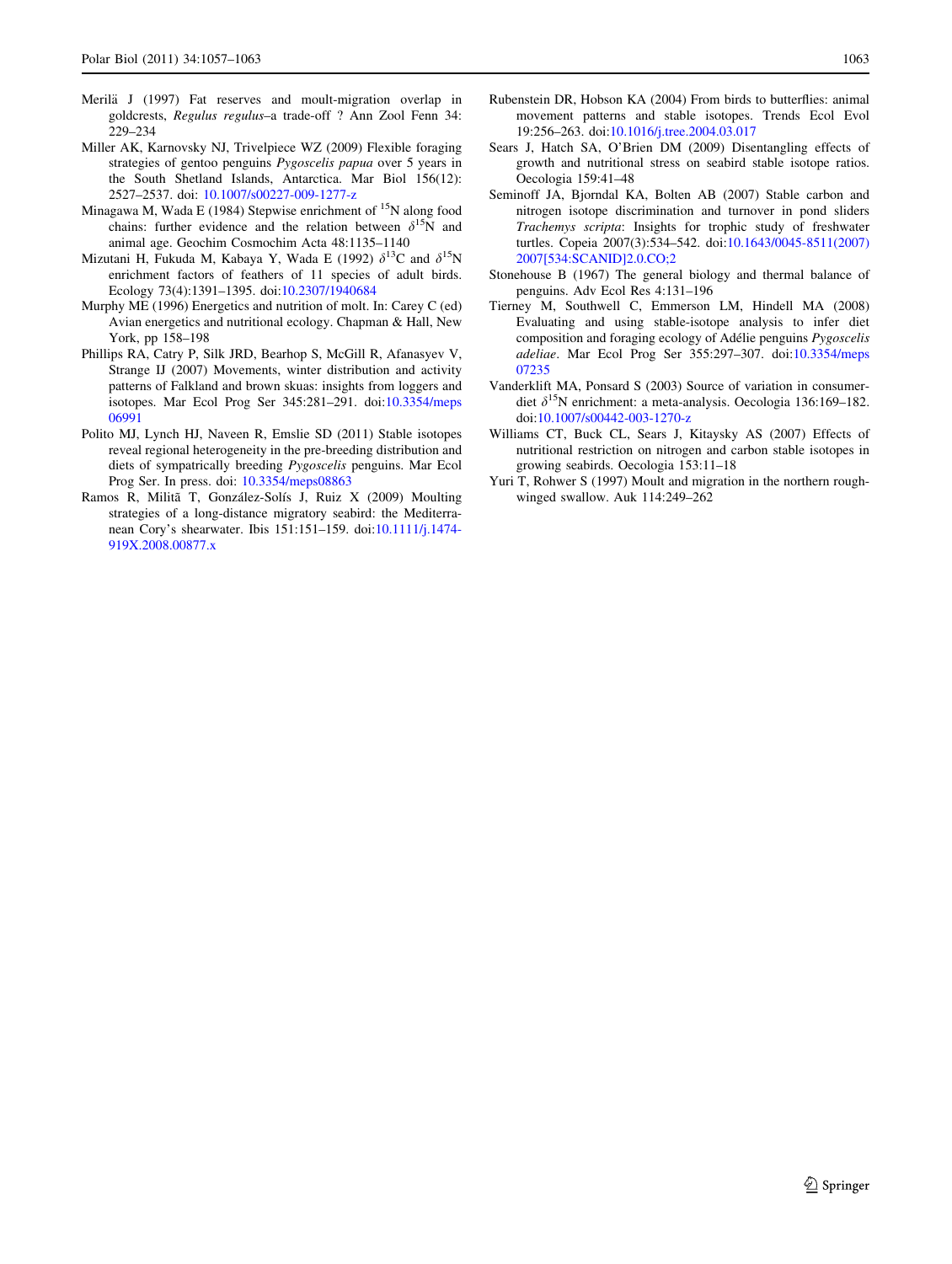Merilä J (1997) Fat reserves and moult-migration overlap in goldcrests, *Regulus regulus*–a trade-off ? Ann Zool Fenn 34: 229–234

Miller AK, Karnovsky NJ, Trivelpiece WZ (2009) Flexible foraging strategies of gentoo penguins *Pygoscelis papua* over 5 years in the South Shetland Islands, Antarctica. Mar Biol 156(12): 2527–2537. doi: 10.1007/s00227-009-1277-z

Minagawa M, Wada E (1984) Stepwise enrichment of $^{15}$N along food chains: further evidence and the relation between $\delta^{15}$N and animal age. Geochim Cosmochim Acta 48:1135–1140

Mizutani H, Fukuda M, Kabaya Y, Wada E (1992) $\delta^{13}$C and $\delta^{15}$N enrichment factors of feathers of 11 species of adult birds. Ecology 73(4):1391–1395. doi:10.2307/1940684

Murphy ME (1996) Energetics and nutrition of molt. In: Carey C (ed) Avian energetics and nutritional ecology. Chapman & Hall, New York, pp 158–198

Phillips RA, Catry P, Silk JRD, Bearhop S, McGill R, Afanasyev V, Strange IJ (2007) Movements, winter distribution and activity patterns of Falkland and brown skuas: insights from loggers and isotopes. Mar Ecol Prog Ser 345:281–291. doi:10.3354/meps06991

Polito MJ, Lynch HJ, Naveen R, Emslie SD (2011) Stable isotopes reveal regional heterogeneity in the pre-breeding distribution and diets of sympatrically breeding *Pygoscelis* penguins. Mar Ecol Prog Ser. In press. doi: 10.3354/meps08863

Ramos R, Militã T, González-Solís J, Ruiz X (2009) Moulting strategies of a long-distance migratory seabird: the Mediterranean Cory's shearwater. Ibis 151:151–159. doi:10.1111/j.1474-919X.2008.00877.x

Rubenstein DR, Hobson KA (2004) From birds to butterflies: animal movement patterns and stable isotopes. Trends Ecol Evol 19:256–263. doi:10.1016/j.tree.2004.03.017

Sears J, Hatch SA, O'Brien DM (2009) Disentangling effects of growth and nutritional stress on seabird stable isotope ratios. Oecologia 159:41–48

Seminoff JA, Bjorndal KA, Bolten AB (2007) Stable carbon and nitrogen isotope discrimination and turnover in pond sliders *Trachemys scripta*: Insights for trophic study of freshwater turtles. Copeia 2007(3):534–542. doi:10.1643/0045-8511(2007)2007[534:SCANID]2.0.CO;2

Stonehouse B (1967) The general biology and thermal balance of penguins. Adv Ecol Res 4:131–196

Tierney M, Southwell C, Emmerson LM, Hindell MA (2008) Evaluating and using stable-isotope analysis to infer diet composition and foraging ecology of Adélie penguins *Pygoscelis adeliae*. Mar Ecol Prog Ser 355:297–307. doi:10.3354/meps07235

Vanderklift MA, Ponsard S (2003) Source of variation in consumer-diet $\delta^{15}$N enrichment: a meta-analysis. Oecologia 136:169–182. doi:10.1007/s00442-003-1270-z

Williams CT, Buck CL, Sears J, Kitaysky AS (2007) Effects of nutritional restriction on nitrogen and carbon stable isotopes in growing seabirds. Oecologia 153:11–18

Yuri T, Rohwer S (1997) Moult and migration in the northern rough-winged swallow. Auk 114:249–262